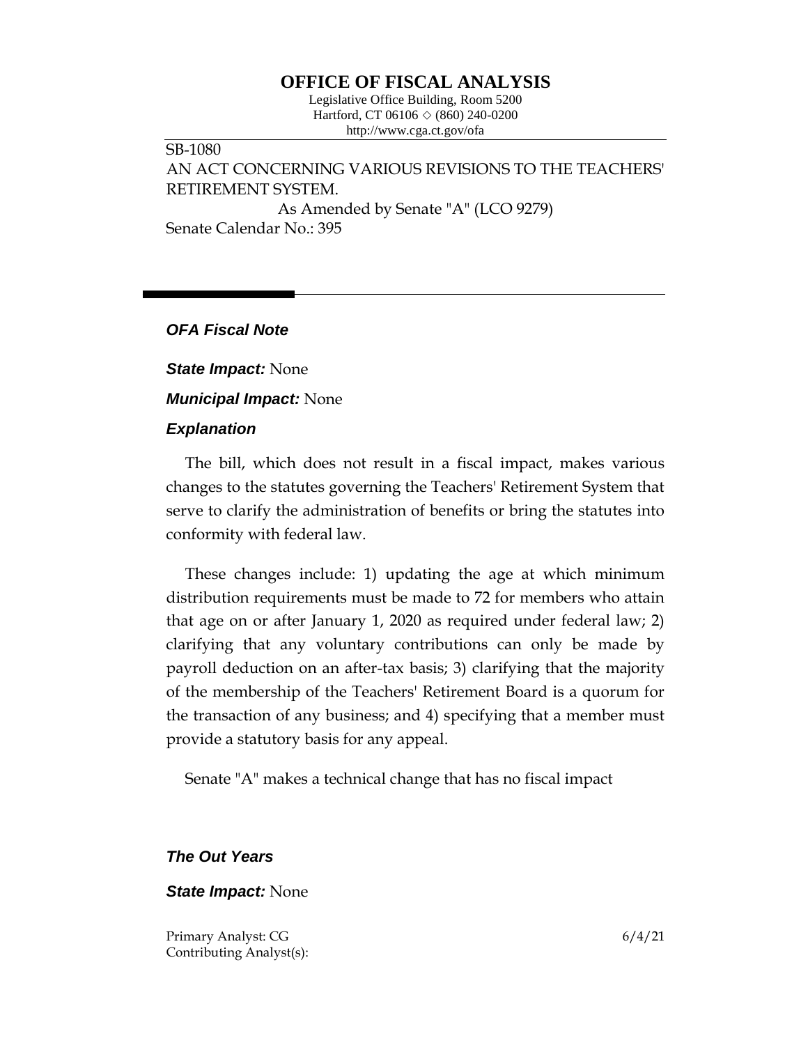# OFFICE OF FISCAL ANALYSIS

Legislative Office Building, Room 5200
Hartford, CT 06106 ◇ (860) 240-0200
http://www.cga.ct.gov/ofa

SB-1080
AN ACT CONCERNING VARIOUS REVISIONS TO THE TEACHERS' RETIREMENT SYSTEM.
As Amended by Senate "A" (LCO 9279)
Senate Calendar No.: 395

## *OFA Fiscal Note*

***State Impact:*** None

***Municipal Impact:*** None

### *Explanation*

The bill, which does not result in a fiscal impact, makes various changes to the statutes governing the Teachers' Retirement System that serve to clarify the administration of benefits or bring the statutes into conformity with federal law.

These changes include: 1) updating the age at which minimum distribution requirements must be made to 72 for members who attain that age on or after January 1, 2020 as required under federal law; 2) clarifying that any voluntary contributions can only be made by payroll deduction on an after-tax basis; 3) clarifying that the majority of the membership of the Teachers' Retirement Board is a quorum for the transaction of any business; and 4) specifying that a member must provide a statutory basis for any appeal.

Senate "A" makes a technical change that has no fiscal impact

### *The Out Years*

***State Impact:*** None

Primary Analyst: CG
Contributing Analyst(s):

6/4/21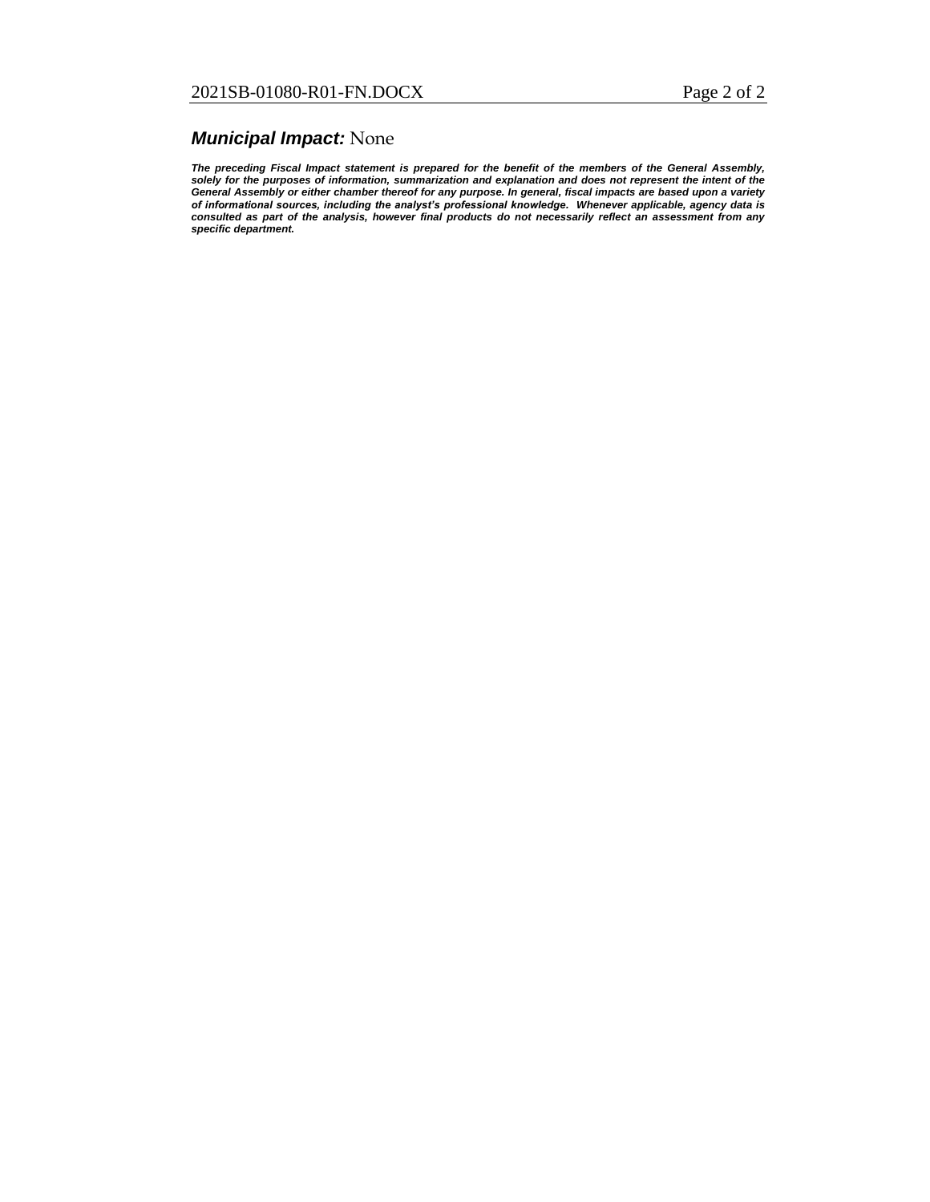***Municipal Impact:*** None

***The preceding Fiscal Impact statement is prepared for the benefit of the members of the General Assembly, solely for the purposes of information, summarization and explanation and does not represent the intent of the General Assembly or either chamber thereof for any purpose. In general, fiscal impacts are based upon a variety of informational sources, including the analyst's professional knowledge. Whenever applicable, agency data is consulted as part of the analysis, however final products do not necessarily reflect an assessment from any specific department.***